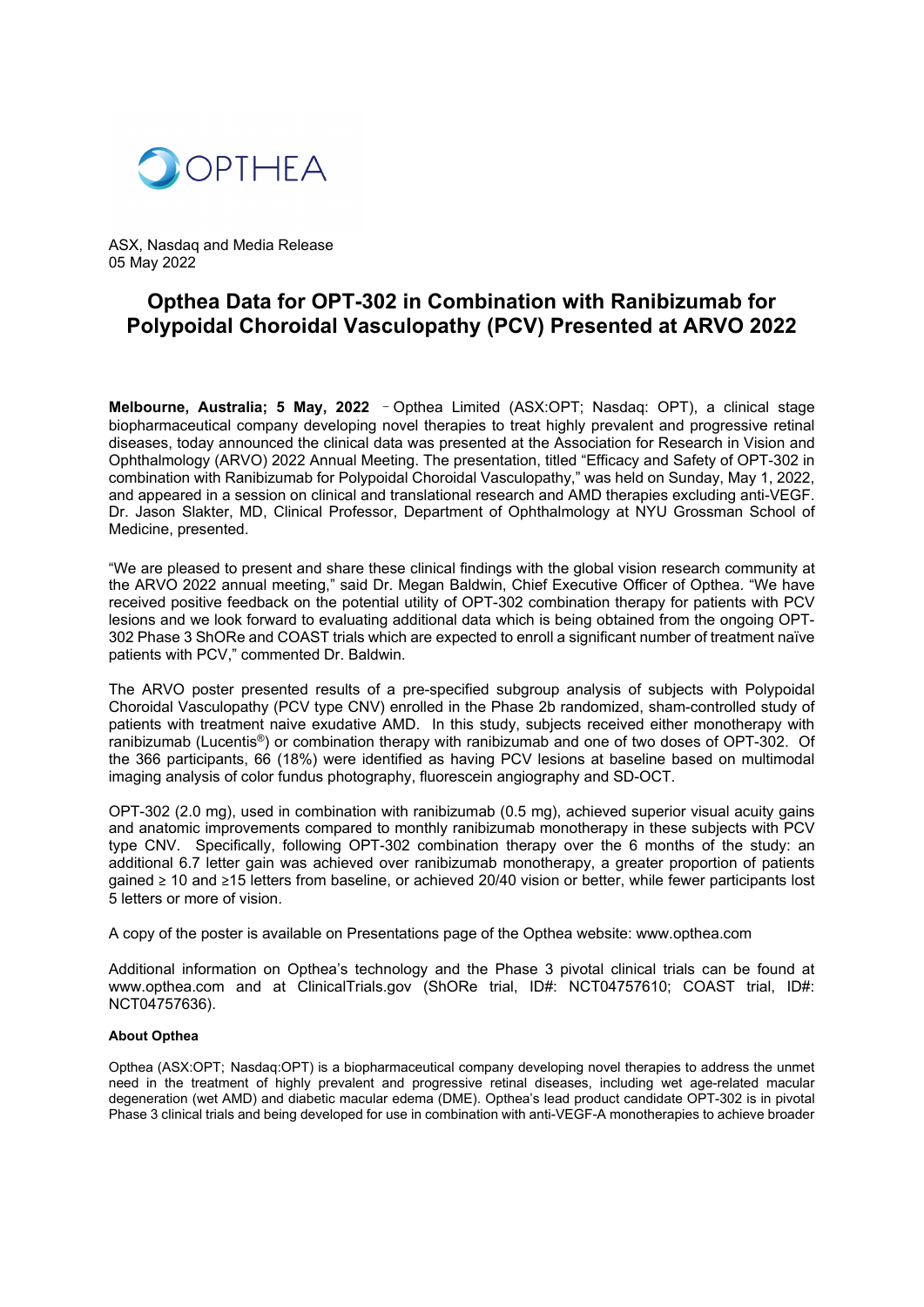OPTHEA

ASX, Nasdaq and Media Release
05 May 2022

# Opthea Data for OPT-302 in Combination with Ranibizumab for Polypoidal Choroidal Vasculopathy (PCV) Presented at ARVO 2022

**Melbourne, Australia; 5 May, 2022** – Opthea Limited (ASX:OPT; Nasdaq: OPT), a clinical stage biopharmaceutical company developing novel therapies to treat highly prevalent and progressive retinal diseases, today announced the clinical data was presented at the Association for Research in Vision and Ophthalmology (ARVO) 2022 Annual Meeting. The presentation, titled "Efficacy and Safety of OPT-302 in combination with Ranibizumab for Polypoidal Choroidal Vasculopathy," was held on Sunday, May 1, 2022, and appeared in a session on clinical and translational research and AMD therapies excluding anti-VEGF. Dr. Jason Slakter, MD, Clinical Professor, Department of Ophthalmology at NYU Grossman School of Medicine, presented.

"We are pleased to present and share these clinical findings with the global vision research community at the ARVO 2022 annual meeting," said Dr. Megan Baldwin, Chief Executive Officer of Opthea. "We have received positive feedback on the potential utility of OPT-302 combination therapy for patients with PCV lesions and we look forward to evaluating additional data which is being obtained from the ongoing OPT-302 Phase 3 ShORe and COAST trials which are expected to enroll a significant number of treatment naïve patients with PCV," commented Dr. Baldwin.

The ARVO poster presented results of a pre-specified subgroup analysis of subjects with Polypoidal Choroidal Vasculopathy (PCV type CNV) enrolled in the Phase 2b randomized, sham-controlled study of patients with treatment naive exudative AMD. In this study, subjects received either monotherapy with ranibizumab (Lucentis®) or combination therapy with ranibizumab and one of two doses of OPT-302. Of the 366 participants, 66 (18%) were identified as having PCV lesions at baseline based on multimodal imaging analysis of color fundus photography, fluorescein angiography and SD-OCT.

OPT-302 (2.0 mg), used in combination with ranibizumab (0.5 mg), achieved superior visual acuity gains and anatomic improvements compared to monthly ranibizumab monotherapy in these subjects with PCV type CNV. Specifically, following OPT-302 combination therapy over the 6 months of the study: an additional 6.7 letter gain was achieved over ranibizumab monotherapy, a greater proportion of patients gained ≥ 10 and ≥15 letters from baseline, or achieved 20/40 vision or better, while fewer participants lost 5 letters or more of vision.

A copy of the poster is available on Presentations page of the Opthea website: www.opthea.com

Additional information on Opthea's technology and the Phase 3 pivotal clinical trials can be found at www.opthea.com and at ClinicalTrials.gov (ShORe trial, ID#: NCT04757610; COAST trial, ID#: NCT04757636).

**About Opthea**

Opthea (ASX:OPT; Nasdaq:OPT) is a biopharmaceutical company developing novel therapies to address the unmet need in the treatment of highly prevalent and progressive retinal diseases, including wet age-related macular degeneration (wet AMD) and diabetic macular edema (DME). Opthea's lead product candidate OPT-302 is in pivotal Phase 3 clinical trials and being developed for use in combination with anti-VEGF-A monotherapies to achieve broader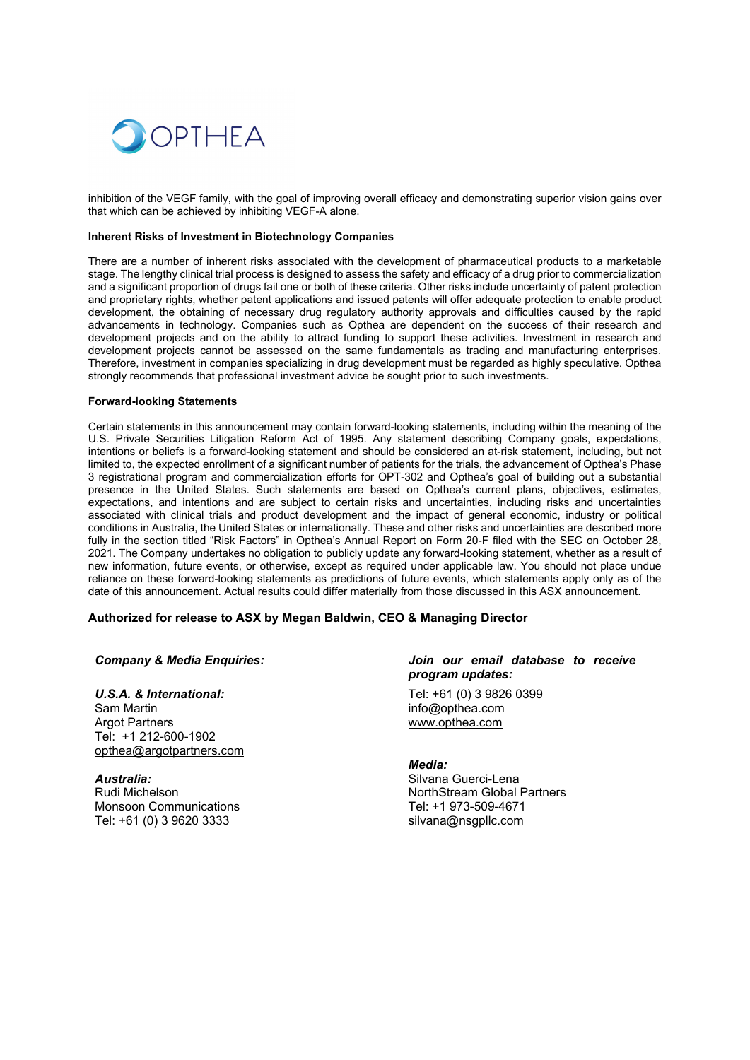inhibition of the VEGF family, with the goal of improving overall efficacy and demonstrating superior vision gains over that which can be achieved by inhibiting VEGF-A alone.

**Inherent Risks of Investment in Biotechnology Companies**

There are a number of inherent risks associated with the development of pharmaceutical products to a marketable stage. The lengthy clinical trial process is designed to assess the safety and efficacy of a drug prior to commercialization and a significant proportion of drugs fail one or both of these criteria. Other risks include uncertainty of patent protection and proprietary rights, whether patent applications and issued patents will offer adequate protection to enable product development, the obtaining of necessary drug regulatory authority approvals and difficulties caused by the rapid advancements in technology. Companies such as Opthea are dependent on the success of their research and development projects and on the ability to attract funding to support these activities. Investment in research and development projects cannot be assessed on the same fundamentals as trading and manufacturing enterprises. Therefore, investment in companies specializing in drug development must be regarded as highly speculative. Opthea strongly recommends that professional investment advice be sought prior to such investments.

**Forward-looking Statements**

Certain statements in this announcement may contain forward-looking statements, including within the meaning of the U.S. Private Securities Litigation Reform Act of 1995. Any statement describing Company goals, expectations, intentions or beliefs is a forward-looking statement and should be considered an at-risk statement, including, but not limited to, the expected enrollment of a significant number of patients for the trials, the advancement of Opthea's Phase 3 registrational program and commercialization efforts for OPT-302 and Opthea's goal of building out a substantial presence in the United States. Such statements are based on Opthea's current plans, objectives, estimates, expectations, and intentions and are subject to certain risks and uncertainties, including risks and uncertainties associated with clinical trials and product development and the impact of general economic, industry or political conditions in Australia, the United States or internationally. These and other risks and uncertainties are described more fully in the section titled "Risk Factors" in Opthea's Annual Report on Form 20-F filed with the SEC on October 28, 2021. The Company undertakes no obligation to publicly update any forward-looking statement, whether as a result of new information, future events, or otherwise, except as required under applicable law. You should not place undue reliance on these forward-looking statements as predictions of future events, which statements apply only as of the date of this announcement. Actual results could differ materially from those discussed in this ASX announcement.

**Authorized for release to ASX by Megan Baldwin, CEO & Managing Director**

***Company & Media Enquiries:***

***U.S.A. & International:***
Sam Martin
Argot Partners
Tel: +1 212-600-1902
opthea@argotpartners.com

***Australia:***
Rudi Michelson
Monsoon Communications
Tel: +61 (0) 3 9620 3333

***Join our email database to receive program updates:***
Tel: +61 (0) 3 9826 0399
info@opthea.com
www.opthea.com

***Media:***
Silvana Guerci-Lena
NorthStream Global Partners
Tel: +1 973-509-4671
silvana@nsgpllc.com